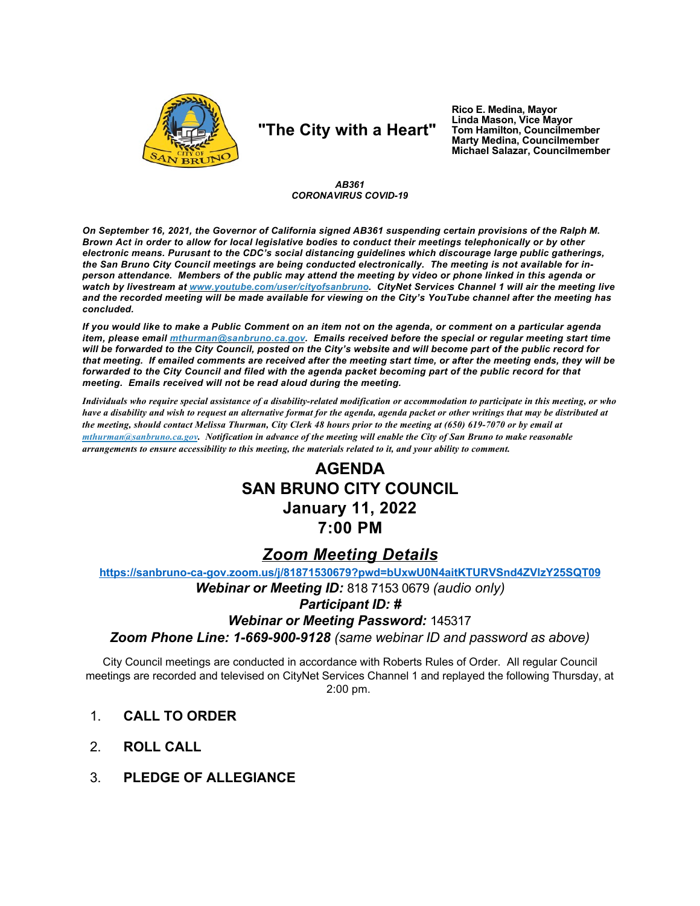"The City with a Heart"

**Rico E. Medina, Mayor**
**Linda Mason, Vice Mayor**
**Tom Hamilton, Councilmember**
**Marty Medina, Councilmember**
**Michael Salazar, Councilmember**

***AB361***
***CORONAVIRUS COVID-19***

***On September 16, 2021, the Governor of California signed AB361 suspending certain provisions of the Ralph M. Brown Act in order to allow for local legislative bodies to conduct their meetings telephonically or by other electronic means. Pursuant to the CDC's social distancing guidelines which discourage large public gatherings, the San Bruno City Council meetings are being conducted electronically. The meeting is not available for in-person attendance. Members of the public may attend the meeting by video or phone linked in this agenda or watch by livestream at [www.youtube.com/user/cityofsanbruno](www.youtube.com/user/cityofsanbruno). CityNet Services Channel 1 will air the meeting live and the recorded meeting will be made available for viewing on the City's YouTube channel after the meeting has concluded.***

***If you would like to make a Public Comment on an item not on the agenda, or comment on a particular agenda item, please email [mthurman@sanbruno.ca.gov](mailto:mthurman@sanbruno.ca.gov). Emails received before the special or regular meeting start time will be forwarded to the City Council, posted on the City's website and will become part of the public record for that meeting. If emailed comments are received after the meeting start time, or after the meeting ends, they will be forwarded to the City Council and filed with the agenda packet becoming part of the public record for that meeting. Emails received will not be read aloud during the meeting.***

***Individuals who require special assistance of a disability-related modification or accommodation to participate in this meeting, or who have a disability and wish to request an alternative format for the agenda, agenda packet or other writings that may be distributed at the meeting, should contact Melissa Thurman, City Clerk 48 hours prior to the meeting at (650) 619-7070 or by email at [mthurman@sanbruno.ca.gov](mailto:mthurman@sanbruno.ca.gov). Notification in advance of the meeting will enable the City of San Bruno to make reasonable arrangements to ensure accessibility to this meeting, the materials related to it, and your ability to comment.***

# AGENDA
# SAN BRUNO CITY COUNCIL
# January 11, 2022
# 7:00 PM

## *Zoom Meeting Details*

**https://sanbruno-ca-gov.zoom.us/j/81871530679?pwd=bUxwU0N4aitKTURVSnd4ZVlzY25SQT09**

***Webinar or Meeting ID:*** 818 7153 0679 *(audio only)*

***Participant ID: #***

***Webinar or Meeting Password:*** 145317

***Zoom Phone Line: 1-669-900-9128*** *(same webinar ID and password as above)*

City Council meetings are conducted in accordance with Roberts Rules of Order. All regular Council meetings are recorded and televised on CityNet Services Channel 1 and replayed the following Thursday, at 2:00 pm.

1. **CALL TO ORDER**

2. **ROLL CALL**

3. **PLEDGE OF ALLEGIANCE**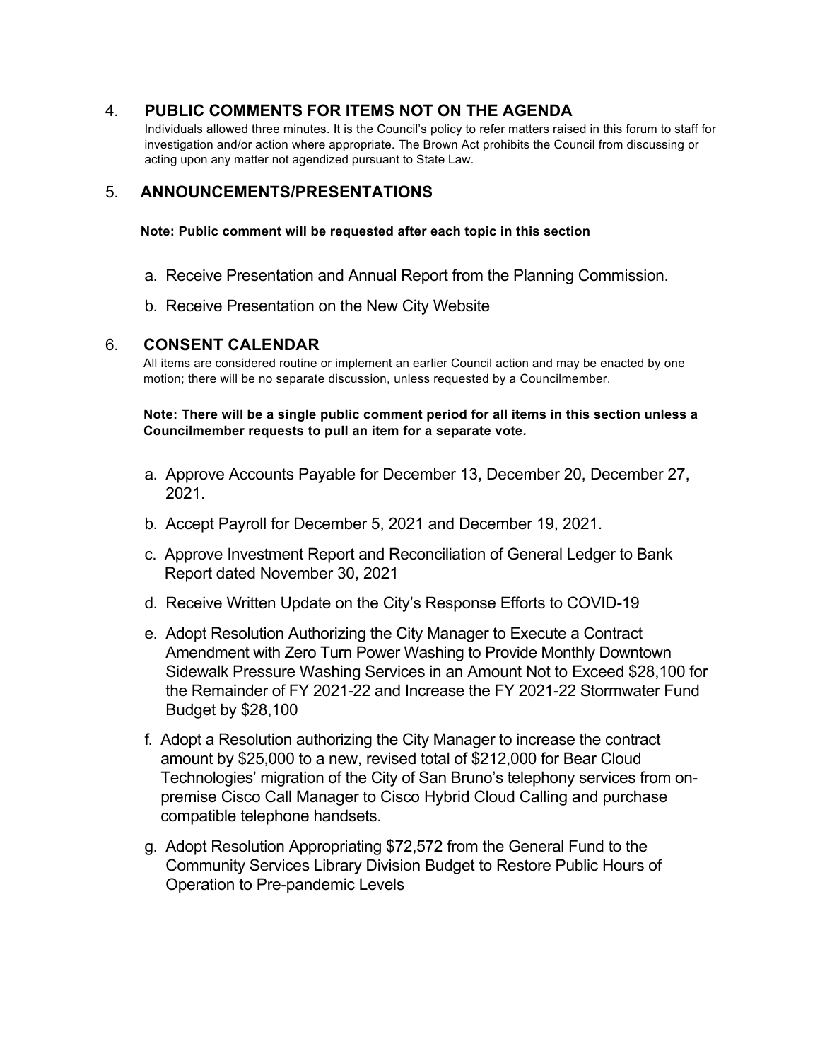## 4. PUBLIC COMMENTS FOR ITEMS NOT ON THE AGENDA

Individuals allowed three minutes. It is the Council's policy to refer matters raised in this forum to staff for investigation and/or action where appropriate. The Brown Act prohibits the Council from discussing or acting upon any matter not agendized pursuant to State Law.

## 5. ANNOUNCEMENTS/PRESENTATIONS

**Note: Public comment will be requested after each topic in this section**

a. Receive Presentation and Annual Report from the Planning Commission.

b. Receive Presentation on the New City Website

## 6. CONSENT CALENDAR

All items are considered routine or implement an earlier Council action and may be enacted by one motion; there will be no separate discussion, unless requested by a Councilmember.

**Note: There will be a single public comment period for all items in this section unless a Councilmember requests to pull an item for a separate vote.**

a. Approve Accounts Payable for December 13, December 20, December 27, 2021.

b. Accept Payroll for December 5, 2021 and December 19, 2021.

c. Approve Investment Report and Reconciliation of General Ledger to Bank Report dated November 30, 2021

d. Receive Written Update on the City's Response Efforts to COVID-19

e. Adopt Resolution Authorizing the City Manager to Execute a Contract Amendment with Zero Turn Power Washing to Provide Monthly Downtown Sidewalk Pressure Washing Services in an Amount Not to Exceed $28,100 for the Remainder of FY 2021-22 and Increase the FY 2021-22 Stormwater Fund Budget by $28,100

f. Adopt a Resolution authorizing the City Manager to increase the contract amount by $25,000 to a new, revised total of $212,000 for Bear Cloud Technologies' migration of the City of San Bruno's telephony services from on-premise Cisco Call Manager to Cisco Hybrid Cloud Calling and purchase compatible telephone handsets.

g. Adopt Resolution Appropriating $72,572 from the General Fund to the Community Services Library Division Budget to Restore Public Hours of Operation to Pre-pandemic Levels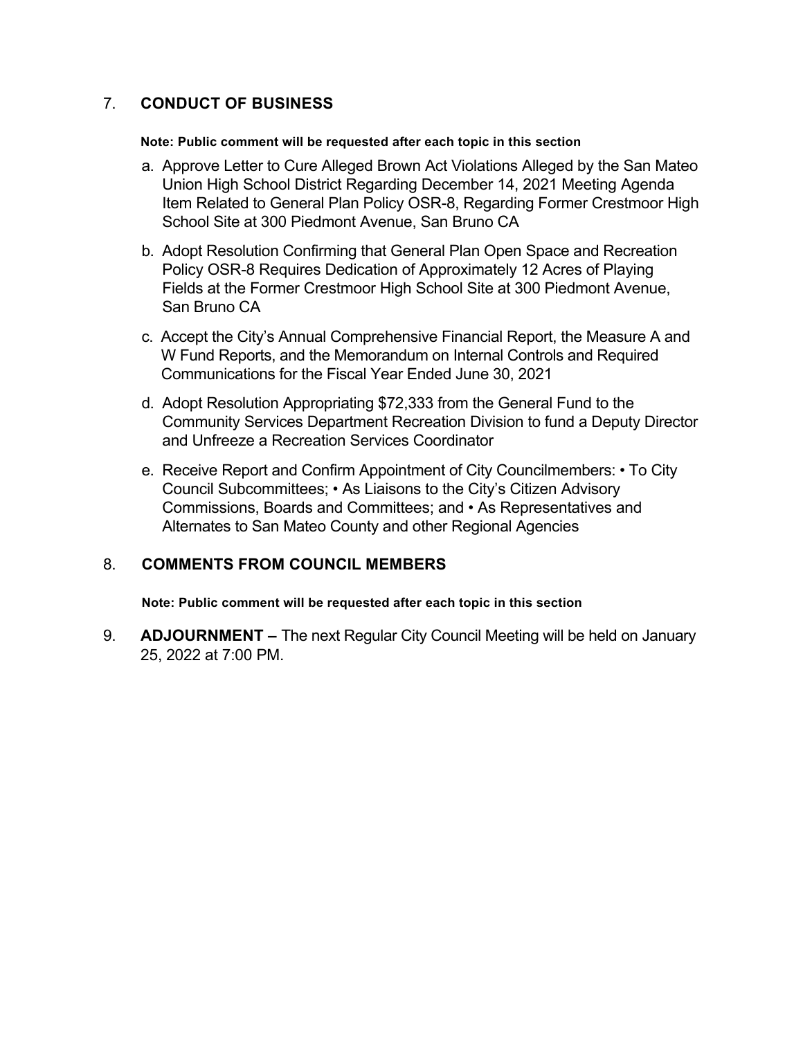## 7. CONDUCT OF BUSINESS

**Note: Public comment will be requested after each topic in this section**

a. Approve Letter to Cure Alleged Brown Act Violations Alleged by the San Mateo Union High School District Regarding December 14, 2021 Meeting Agenda Item Related to General Plan Policy OSR-8, Regarding Former Crestmoor High School Site at 300 Piedmont Avenue, San Bruno CA

b. Adopt Resolution Confirming that General Plan Open Space and Recreation Policy OSR-8 Requires Dedication of Approximately 12 Acres of Playing Fields at the Former Crestmoor High School Site at 300 Piedmont Avenue, San Bruno CA

c. Accept the City's Annual Comprehensive Financial Report, the Measure A and W Fund Reports, and the Memorandum on Internal Controls and Required Communications for the Fiscal Year Ended June 30, 2021

d. Adopt Resolution Appropriating $72,333 from the General Fund to the Community Services Department Recreation Division to fund a Deputy Director and Unfreeze a Recreation Services Coordinator

e. Receive Report and Confirm Appointment of City Councilmembers: • To City Council Subcommittees; • As Liaisons to the City's Citizen Advisory Commissions, Boards and Committees; and • As Representatives and Alternates to San Mateo County and other Regional Agencies

## 8. COMMENTS FROM COUNCIL MEMBERS

**Note: Public comment will be requested after each topic in this section**

9. **ADJOURNMENT –** The next Regular City Council Meeting will be held on January 25, 2022 at 7:00 PM.